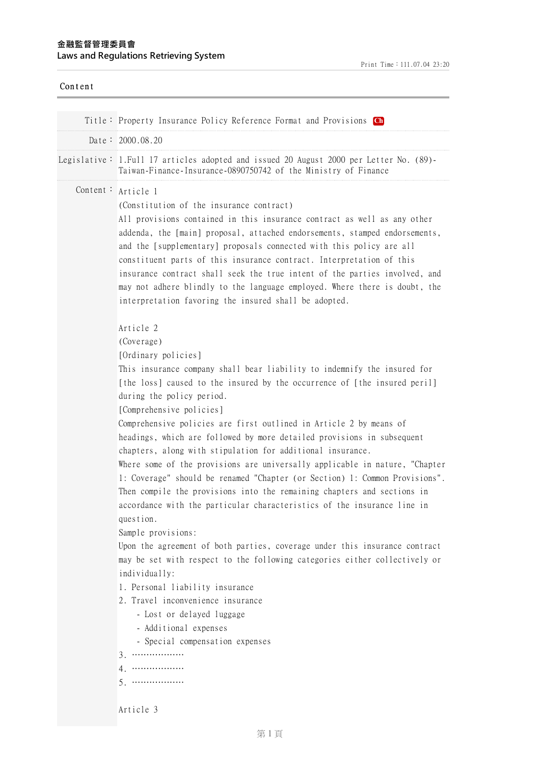金融監督管理委員會
Laws and Regulations Retrieving System

Print Time：111.07.04 23:20

Content

| | |
|---|---|
| Title： | Property Insurance Policy Reference Format and Provisions Ch |
| Date： | 2000.08.20 |
| Legislative： | 1.Full 17 articles adopted and issued 20 August 2000 per Letter No. (89)-Taiwan-Finance-Insurance-0890750742 of the Ministry of Finance |

Content：

Article 1
(Constitution of the insurance contract)
All provisions contained in this insurance contract as well as any other addenda, the [main] proposal, attached endorsements, stamped endorsements, and the [supplementary] proposals connected with this policy are all constituent parts of this insurance contract. Interpretation of this insurance contract shall seek the true intent of the parties involved, and may not adhere blindly to the language employed. Where there is doubt, the interpretation favoring the insured shall be adopted.

Article 2
(Coverage)
[Ordinary policies]
This insurance company shall bear liability to indemnify the insured for [the loss] caused to the insured by the occurrence of [the insured peril] during the policy period.
[Comprehensive policies]
Comprehensive policies are first outlined in Article 2 by means of headings, which are followed by more detailed provisions in subsequent chapters, along with stipulation for additional insurance.
Where some of the provisions are universally applicable in nature, "Chapter 1: Coverage" should be renamed "Chapter (or Section) 1: Common Provisions". Then compile the provisions into the remaining chapters and sections in accordance with the particular characteristics of the insurance line in question.
Sample provisions:
Upon the agreement of both parties, coverage under this insurance contract may be set with respect to the following categories either collectively or individually:
1. Personal liability insurance
2. Travel inconvenience insurance
   - Lost or delayed luggage
   - Additional expenses
   - Special compensation expenses
3. ...................
4. ...................
5. ...................

Article 3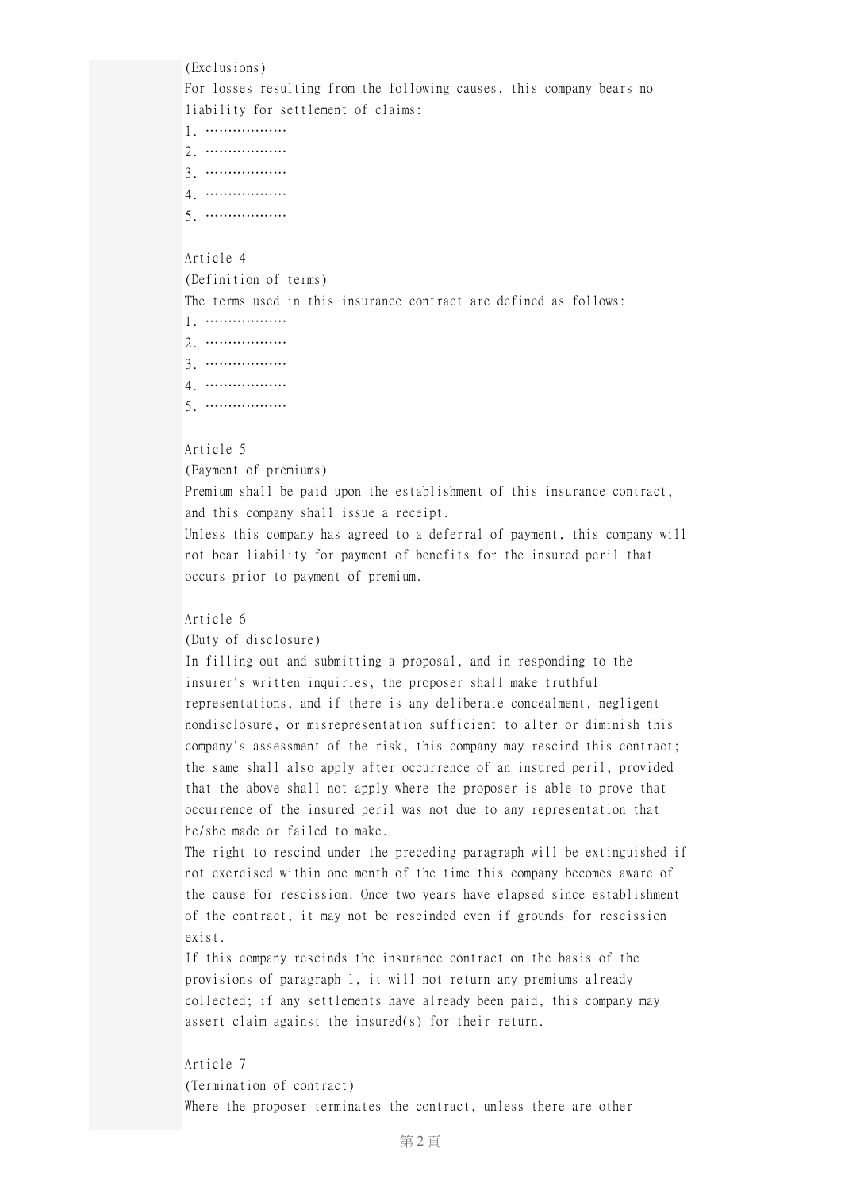(Exclusions)

For losses resulting from the following causes, this company bears no liability for settlement of claims:

1. ..................
2. ..................
3. ..................
4. ..................
5. ..................

Article 4

(Definition of terms)

The terms used in this insurance contract are defined as follows:

1. ..................
2. ..................
3. ..................
4. ..................
5. ..................

Article 5

(Payment of premiums)

Premium shall be paid upon the establishment of this insurance contract, and this company shall issue a receipt.

Unless this company has agreed to a deferral of payment, this company will not bear liability for payment of benefits for the insured peril that occurs prior to payment of premium.

Article 6

(Duty of disclosure)

In filling out and submitting a proposal, and in responding to the insurer's written inquiries, the proposer shall make truthful representations, and if there is any deliberate concealment, negligent nondisclosure, or misrepresentation sufficient to alter or diminish this company's assessment of the risk, this company may rescind this contract; the same shall also apply after occurrence of an insured peril, provided that the above shall not apply where the proposer is able to prove that occurrence of the insured peril was not due to any representation that he/she made or failed to make.

The right to rescind under the preceding paragraph will be extinguished if not exercised within one month of the time this company becomes aware of the cause for rescission. Once two years have elapsed since establishment of the contract, it may not be rescinded even if grounds for rescission exist.

If this company rescinds the insurance contract on the basis of the provisions of paragraph 1, it will not return any premiums already collected; if any settlements have already been paid, this company may assert claim against the insured(s) for their return.

Article 7

(Termination of contract)

Where the proposer terminates the contract, unless there are other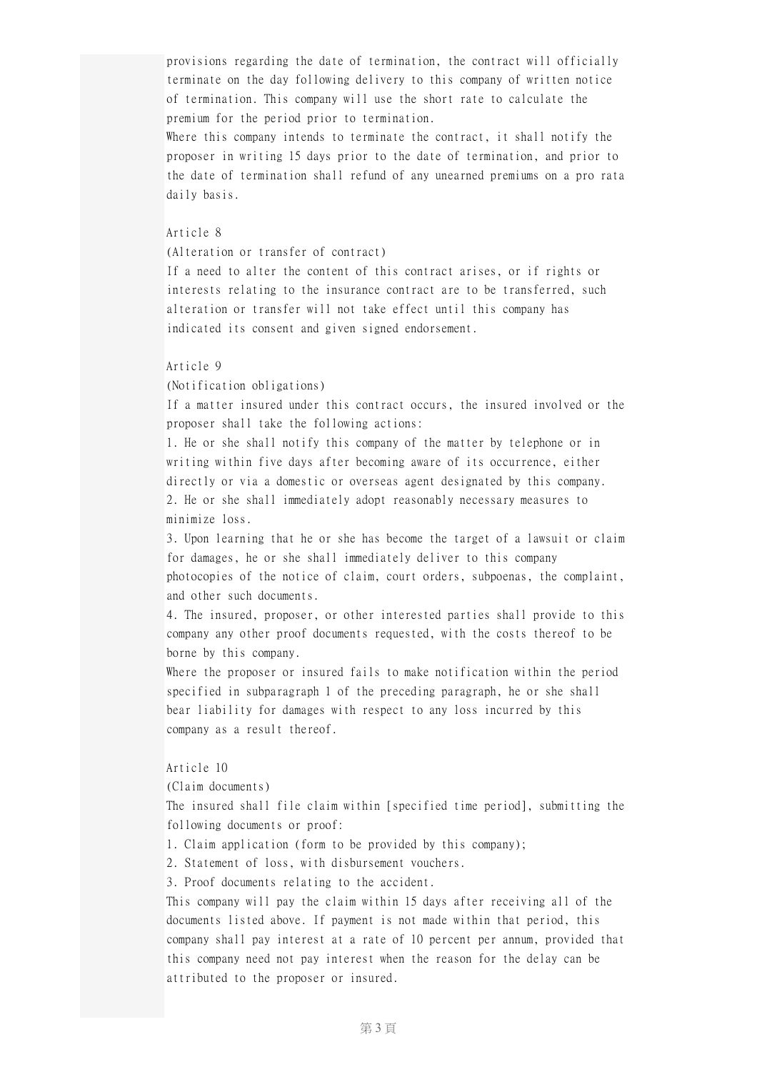provisions regarding the date of termination, the contract will officially terminate on the day following delivery to this company of written notice of termination. This company will use the short rate to calculate the premium for the period prior to termination.

Where this company intends to terminate the contract, it shall notify the proposer in writing 15 days prior to the date of termination, and prior to the date of termination shall refund of any unearned premiums on a pro rata daily basis.

Article 8

(Alteration or transfer of contract)

If a need to alter the content of this contract arises, or if rights or interests relating to the insurance contract are to be transferred, such alteration or transfer will not take effect until this company has indicated its consent and given signed endorsement.

Article 9

(Notification obligations)

If a matter insured under this contract occurs, the insured involved or the proposer shall take the following actions:

1. He or she shall notify this company of the matter by telephone or in writing within five days after becoming aware of its occurrence, either directly or via a domestic or overseas agent designated by this company.
2. He or she shall immediately adopt reasonably necessary measures to minimize loss.
3. Upon learning that he or she has become the target of a lawsuit or claim for damages, he or she shall immediately deliver to this company photocopies of the notice of claim, court orders, subpoenas, the complaint, and other such documents.
4. The insured, proposer, or other interested parties shall provide to this company any other proof documents requested, with the costs thereof to be borne by this company.

Where the proposer or insured fails to make notification within the period specified in subparagraph 1 of the preceding paragraph, he or she shall bear liability for damages with respect to any loss incurred by this company as a result thereof.

Article 10

(Claim documents)

The insured shall file claim within [specified time period], submitting the following documents or proof:

1. Claim application (form to be provided by this company);
2. Statement of loss, with disbursement vouchers.
3. Proof documents relating to the accident.

This company will pay the claim within 15 days after receiving all of the documents listed above. If payment is not made within that period, this company shall pay interest at a rate of 10 percent per annum, provided that this company need not pay interest when the reason for the delay can be attributed to the proposer or insured.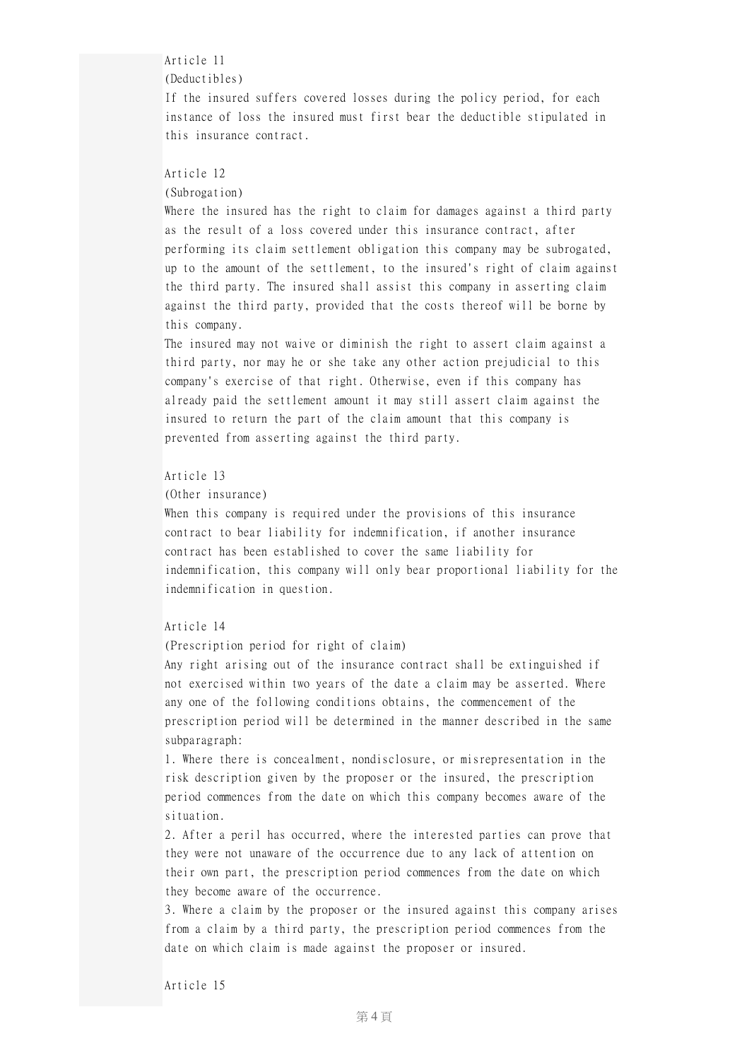Article 11

(Deductibles)

If the insured suffers covered losses during the policy period, for each instance of loss the insured must first bear the deductible stipulated in this insurance contract.

Article 12

(Subrogation)

Where the insured has the right to claim for damages against a third party as the result of a loss covered under this insurance contract, after performing its claim settlement obligation this company may be subrogated, up to the amount of the settlement, to the insured's right of claim against the third party. The insured shall assist this company in asserting claim against the third party, provided that the costs thereof will be borne by this company.

The insured may not waive or diminish the right to assert claim against a third party, nor may he or she take any other action prejudicial to this company's exercise of that right. Otherwise, even if this company has already paid the settlement amount it may still assert claim against the insured to return the part of the claim amount that this company is prevented from asserting against the third party.

Article 13

(Other insurance)

When this company is required under the provisions of this insurance contract to bear liability for indemnification, if another insurance contract has been established to cover the same liability for indemnification, this company will only bear proportional liability for the indemnification in question.

Article 14

(Prescription period for right of claim)

Any right arising out of the insurance contract shall be extinguished if not exercised within two years of the date a claim may be asserted. Where any one of the following conditions obtains, the commencement of the prescription period will be determined in the manner described in the same subparagraph:

1. Where there is concealment, nondisclosure, or misrepresentation in the risk description given by the proposer or the insured, the prescription period commences from the date on which this company becomes aware of the situation.
2. After a peril has occurred, where the interested parties can prove that they were not unaware of the occurrence due to any lack of attention on their own part, the prescription period commences from the date on which they become aware of the occurrence.
3. Where a claim by the proposer or the insured against this company arises from a claim by a third party, the prescription period commences from the date on which claim is made against the proposer or insured.

Article 15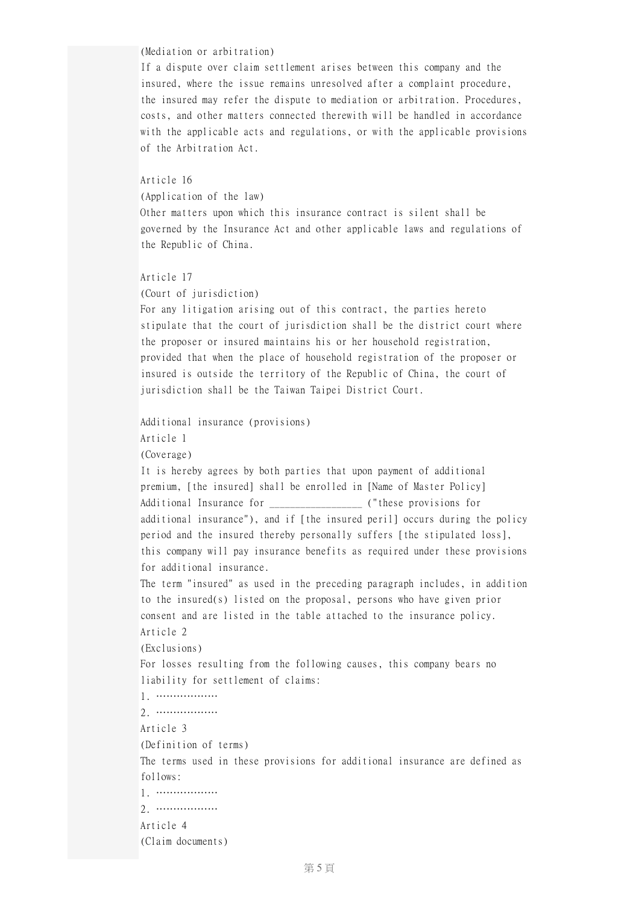(Mediation or arbitration)
If a dispute over claim settlement arises between this company and the insured, where the issue remains unresolved after a complaint procedure, the insured may refer the dispute to mediation or arbitration. Procedures, costs, and other matters connected therewith will be handled in accordance with the applicable acts and regulations, or with the applicable provisions of the Arbitration Act.

Article 16
(Application of the law)
Other matters upon which this insurance contract is silent shall be governed by the Insurance Act and other applicable laws and regulations of the Republic of China.

Article 17
(Court of jurisdiction)
For any litigation arising out of this contract, the parties hereto stipulate that the court of jurisdiction shall be the district court where the proposer or insured maintains his or her household registration, provided that when the place of household registration of the proposer or insured is outside the territory of the Republic of China, the court of jurisdiction shall be the Taiwan Taipei District Court.

Additional insurance (provisions)
Article 1
(Coverage)
It is hereby agrees by both parties that upon payment of additional premium, [the insured] shall be enrolled in [Name of Master Policy] Additional Insurance for ________________ ("these provisions for additional insurance"), and if [the insured peril] occurs during the policy period and the insured thereby personally suffers [the stipulated loss], this company will pay insurance benefits as required under these provisions for additional insurance.
The term "insured" as used in the preceding paragraph includes, in addition to the insured(s) listed on the proposal, persons who have given prior consent and are listed in the table attached to the insurance policy.
Article 2
(Exclusions)
For losses resulting from the following causes, this company bears no liability for settlement of claims:
1. ..................
2. ..................
Article 3
(Definition of terms)
The terms used in these provisions for additional insurance are defined as follows:
1. ..................
2. ..................
Article 4
(Claim documents)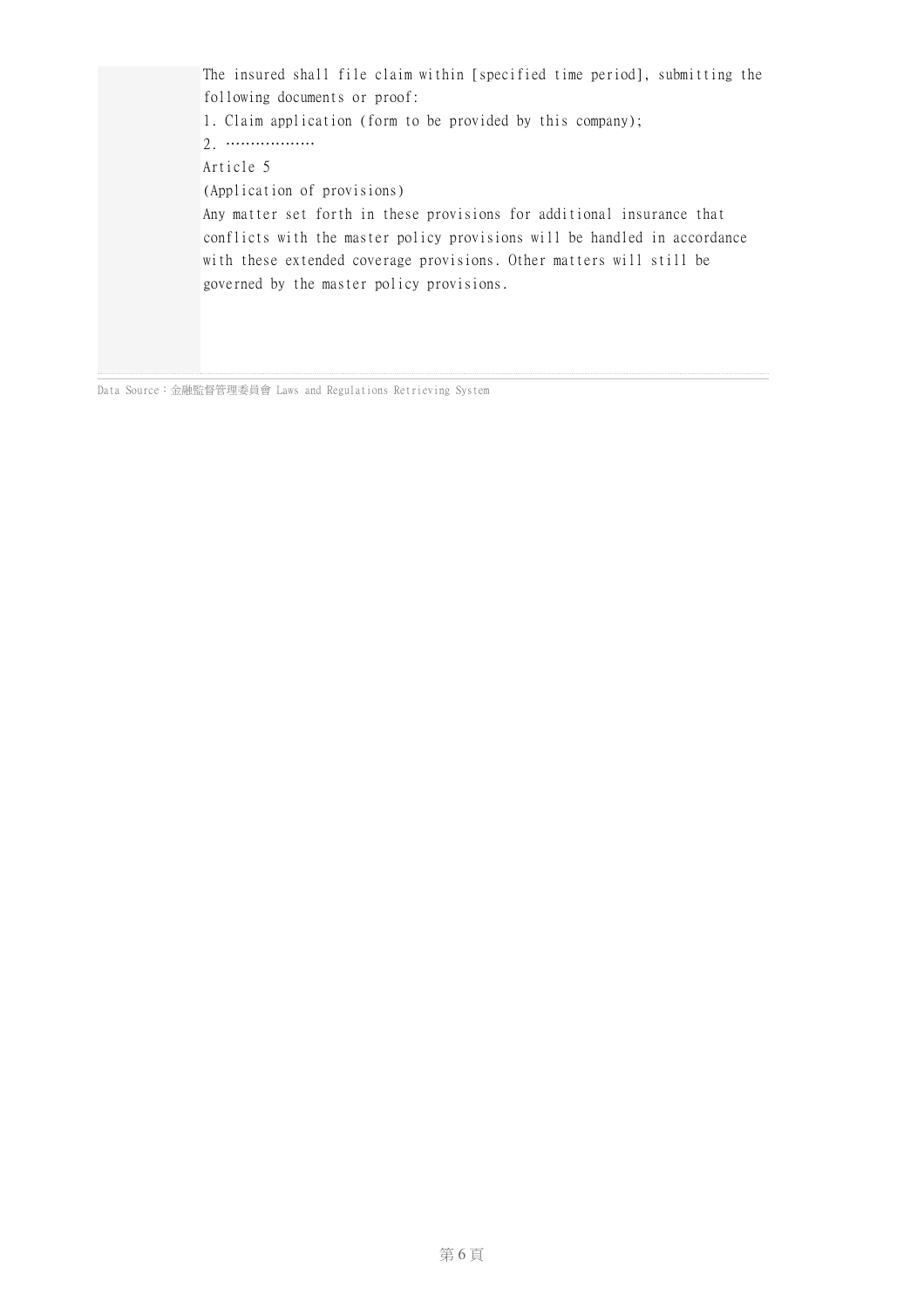The insured shall file claim within [specified time period], submitting the following documents or proof:

1. Claim application (form to be provided by this company);
2. ………………

Article 5

(Application of provisions)

Any matter set forth in these provisions for additional insurance that conflicts with the master policy provisions will be handled in accordance with these extended coverage provisions. Other matters will still be governed by the master policy provisions.

Data Source：金融監督管理委員會 Laws and Regulations Retrieving System